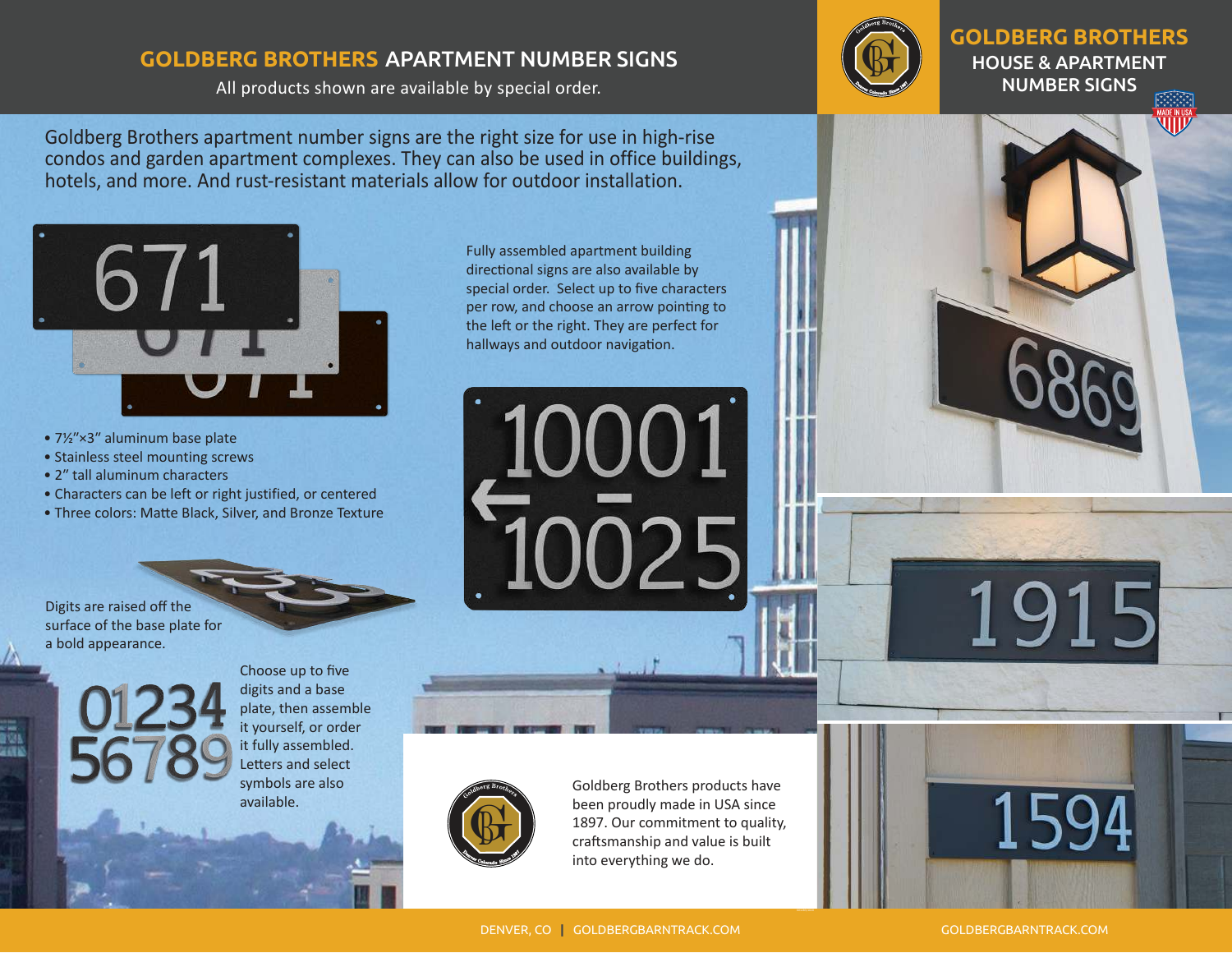# GOLDBERG BROTHERS APARTMENT NUMBER SIGNS

All products shown are available by special order.

## GOLDBERG BROTHERS HOUSE & APARTMENT NUMBER SIGNS

Goldberg Brothers apartment number signs are the right size for use in high-rise condos and garden apartment complexes. They can also be used in office buildings, hotels, and more. And rust-resistant materials allow for outdoor installation.

- 7½″×3″ aluminum base plate
- Stainless steel mounting screws
- 2″ tall aluminum characters
- Characters can be left or right justified, or centered
- Three colors: Matte Black, Silver, and Bronze Texture

Digits are raised off the surface of the base plate for a bold appearance.

Choose up to five digits and a base plate, then assemble it yourself, or order it fully assembled. Letters and select symbols are also available.

Fully assembled apartment building directional signs are also available by special order. Select up to five characters per row, and choose an arrow pointing to the left or to the right. They are perfect for hallways and outdoor navigation.

Goldberg Brothers products have been proudly made in USA since 1897. Our commitment to quality, craftsmanship and value is built into everything we do.

DENVER, CO | GOLDBERGBARNTRACK.COM

GOLDBERGBARNTRACK.COM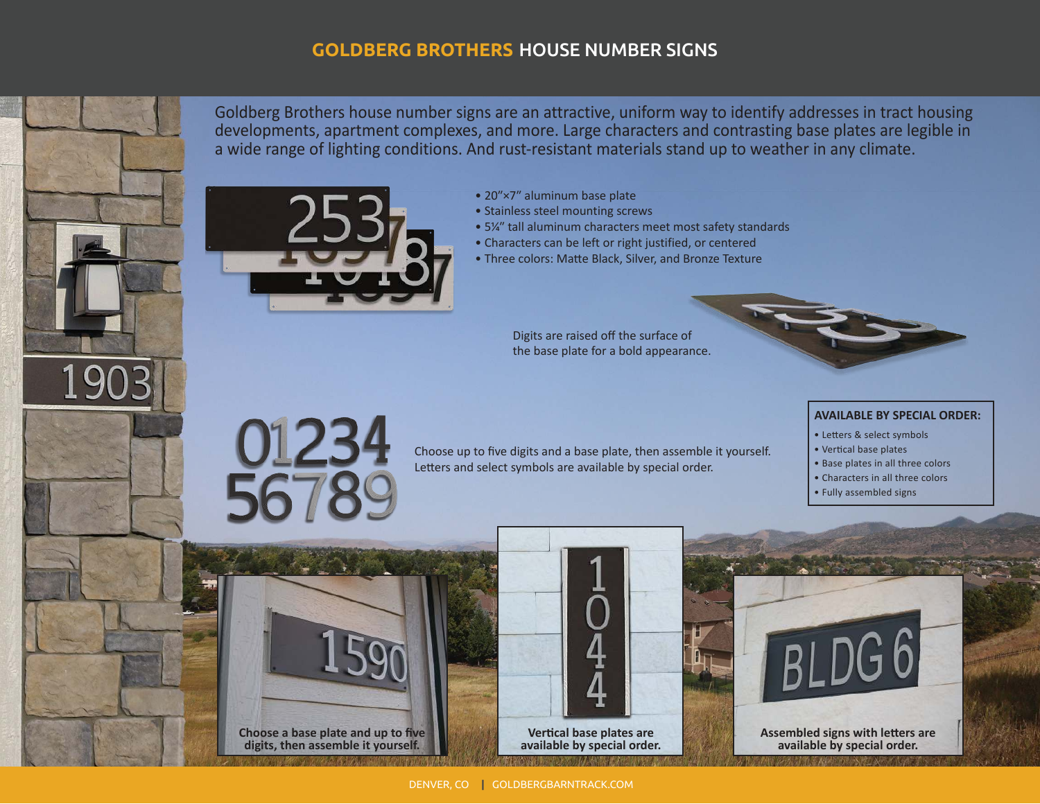# GOLDBERG BROTHERS HOUSE NUMBER SIGNS

Goldberg Brothers house number signs are an attractive, uniform way to identify addresses in tract housing developments, apartment complexes, and more. Large characters and contrasting base plates are legible in a wide range of lighting conditions. And rust-resistant materials stand up to weather in any climate.

- 20″×7″ aluminum base plate
- Stainless steel mounting screws
- 5¼″ tall aluminum characters meet most safety standards
- Characters can be left or right justified, or centered
- Three colors: Matte Black, Silver, and Bronze Texture

Digits are raised off the surface of the base plate for a bold appearance.

Choose up to five digits and a base plate, then assemble it yourself. Letters and select symbols are available by special order.

**AVAILABLE BY SPECIAL ORDER:**

- Letters & select symbols
- Vertical base plates
- Base plates in all three colors
- Characters in all three colors
- Fully assembled signs

**Choose a base plate and up to five digits, then assemble it yourself.**

**Vertical base plates are available by special order.**

**Assembled signs with letters are available by special order.**

DENVER, CO | GOLDBERGBARNTRACK.COM